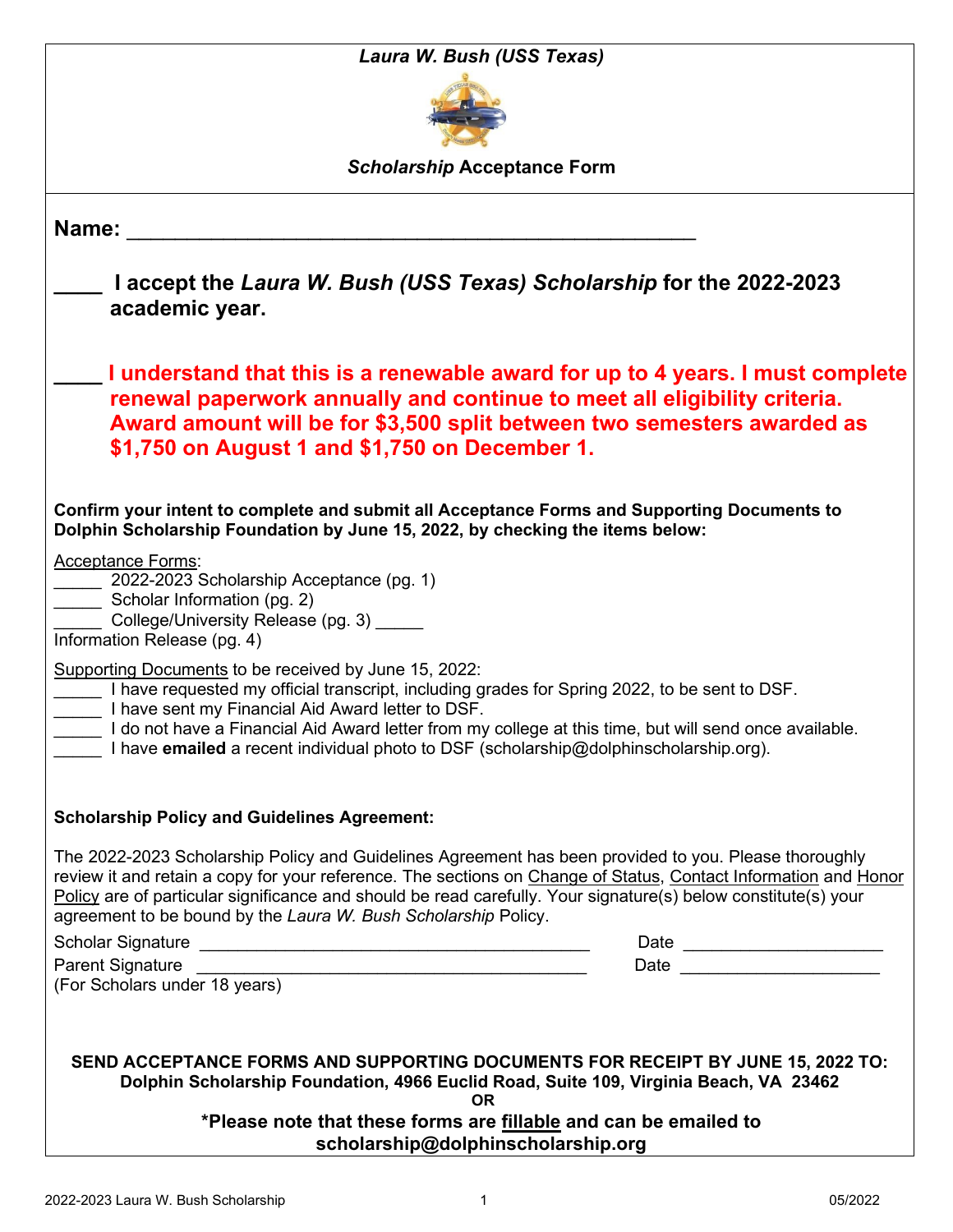***Laura W. Bush (USS Texas)***

***Scholarship* Acceptance Form**

**Name: ___________________________________________________**

**____ I accept the *Laura W. Bush (USS Texas) Scholarship* for the 2022-2023 academic year.**

**____ I understand that this is a renewable award for up to 4 years. I must complete renewal paperwork annually and continue to meet all eligibility criteria. Award amount will be for $3,500 split between two semesters awarded as $1,750 on August 1 and $1,750 on December 1.**

**Confirm your intent to complete and submit all Acceptance Forms and Supporting Documents to Dolphin Scholarship Foundation by June 15, 2022, by checking the items below:**

Acceptance Forms:

_____ 2022-2023 Scholarship Acceptance (pg. 1)
_____ Scholar Information (pg. 2)
_____ College/University Release (pg. 3) _____
Information Release (pg. 4)

Supporting Documents to be received by June 15, 2022:

_____ I have requested my official transcript, including grades for Spring 2022, to be sent to DSF.
_____ I have sent my Financial Aid Award letter to DSF.
_____ I do not have a Financial Aid Award letter from my college at this time, but will send once available.
_____ I have **emailed** a recent individual photo to DSF (scholarship@dolphinscholarship.org).

**Scholarship Policy and Guidelines Agreement:**

The 2022-2023 Scholarship Policy and Guidelines Agreement has been provided to you. Please thoroughly review it and retain a copy for your reference. The sections on Change of Status, Contact Information and Honor Policy are of particular significance and should be read carefully. Your signature(s) below constitute(s) your agreement to be bound by the *Laura W. Bush Scholarship* Policy.

Scholar Signature __________________________________________ Date ____________________

Parent Signature __________________________________________ Date ____________________
(For Scholars under 18 years)

**SEND ACCEPTANCE FORMS AND SUPPORTING DOCUMENTS FOR RECEIPT BY JUNE 15, 2022 TO:**
**Dolphin Scholarship Foundation, 4966 Euclid Road, Suite 109, Virginia Beach, VA 23462**
**OR**
**\*Please note that these forms are fillable and can be emailed to scholarship@dolphinscholarship.org**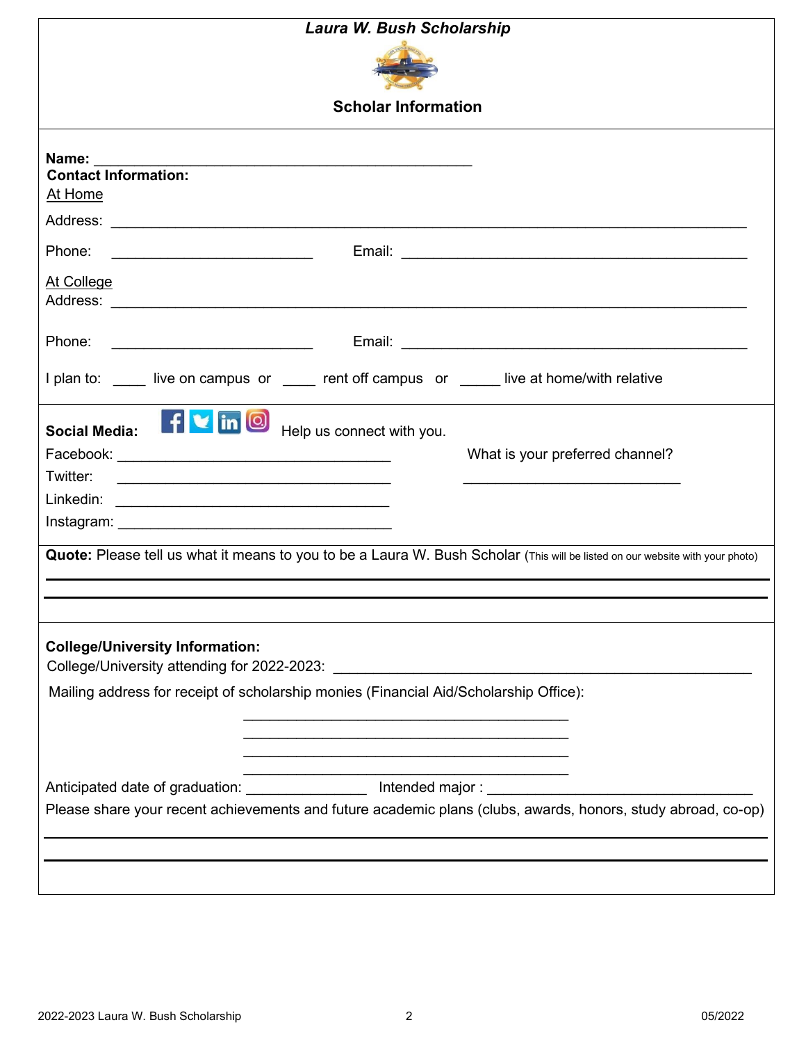# *Laura W. Bush Scholarship*

## Scholar Information

**Name:** ___________________________________________

**Contact Information:**

At Home

Address: ____________________________________________________________________________

Phone: ________________________ Email: __________________________________________

At College

Address: ____________________________________________________________________________

Phone: ________________________ Email: __________________________________________

I plan to: ____ live on campus or ____ rent off campus or _____ live at home/with relative

**Social Media:** Help us connect with you.

Facebook: ________________________________

Twitter: ________________________________

Linkedin: ________________________________

Instagram: ________________________________

What is your preferred channel?

__________________________

**Quote:** Please tell us what it means to you to be a Laura W. Bush Scholar (This will be listed on our website with your photo)

______________________________________________________________________________________

______________________________________________________________________________________

**College/University Information:**

College/University attending for 2022-2023: ______________________________________________

Mailing address for receipt of scholarship monies (Financial Aid/Scholarship Office):

_______________________________________

_______________________________________

_______________________________________

_______________________________________

Anticipated date of graduation: ______________ Intended major : ______________________________

Please share your recent achievements and future academic plans (clubs, awards, honors, study abroad, co-op)

______________________________________________________________________________________

______________________________________________________________________________________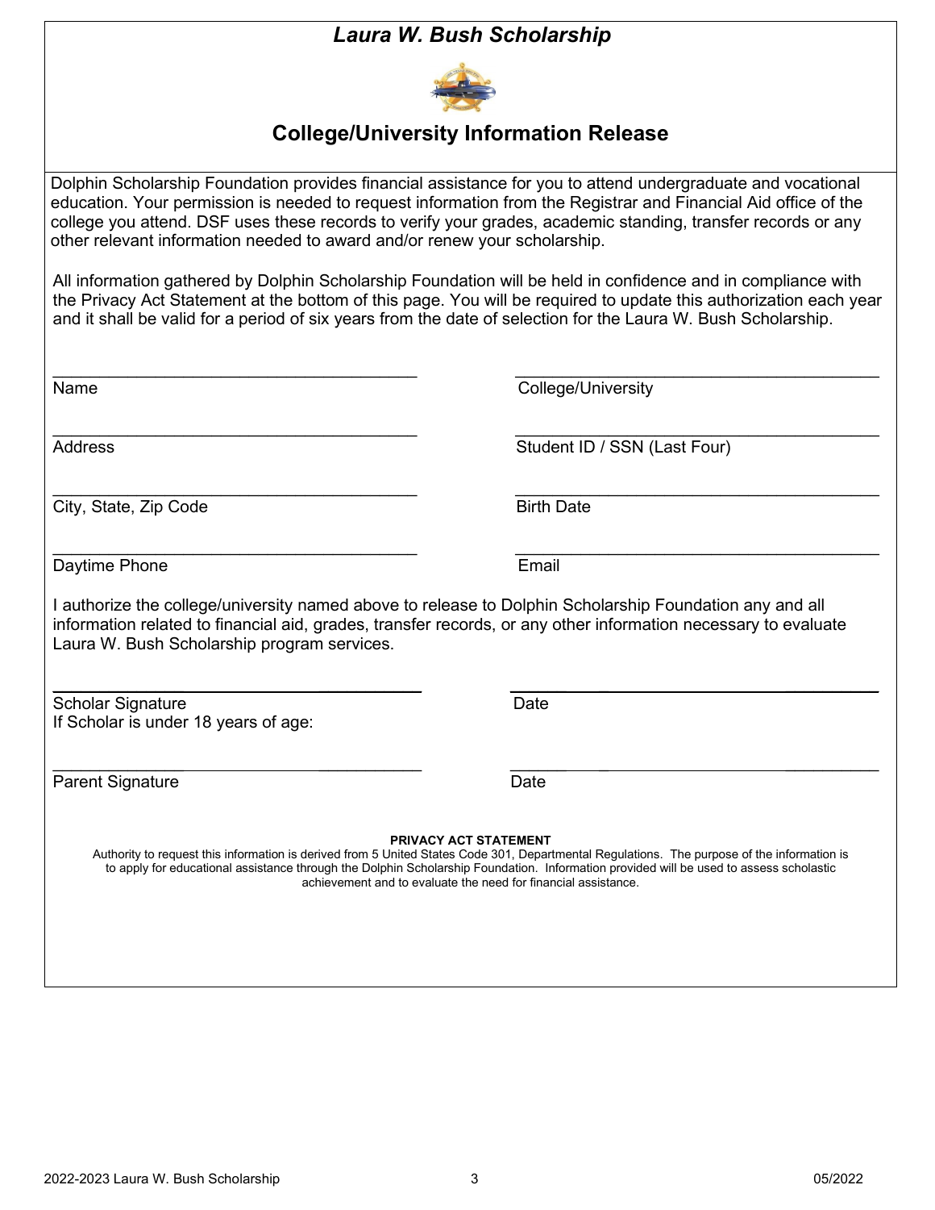# *Laura W. Bush Scholarship*

## College/University Information Release

Dolphin Scholarship Foundation provides financial assistance for you to attend undergraduate and vocational education. Your permission is needed to request information from the Registrar and Financial Aid office of the college you attend. DSF uses these records to verify your grades, academic standing, transfer records or any other relevant information needed to award and/or renew your scholarship.

All information gathered by Dolphin Scholarship Foundation will be held in confidence and in compliance with the Privacy Act Statement at the bottom of this page. You will be required to update this authorization each year and it shall be valid for a period of six years from the date of selection for the Laura W. Bush Scholarship.

| | |
|---|---|
| \_\_\_\_\_\_\_\_\_\_\_\_\_\_\_\_\_\_\_\_\_\_\_\_\_\_\_\_\_\_\_\_\_\_\_\_ | \_\_\_\_\_\_\_\_\_\_\_\_\_\_\_\_\_\_\_\_\_\_\_\_\_\_\_\_\_\_\_\_\_\_\_\_ |
| Name | College/University |
| \_\_\_\_\_\_\_\_\_\_\_\_\_\_\_\_\_\_\_\_\_\_\_\_\_\_\_\_\_\_\_\_\_\_\_\_ | \_\_\_\_\_\_\_\_\_\_\_\_\_\_\_\_\_\_\_\_\_\_\_\_\_\_\_\_\_\_\_\_\_\_\_\_ |
| Address | Student ID / SSN (Last Four) |
| \_\_\_\_\_\_\_\_\_\_\_\_\_\_\_\_\_\_\_\_\_\_\_\_\_\_\_\_\_\_\_\_\_\_\_\_ | \_\_\_\_\_\_\_\_\_\_\_\_\_\_\_\_\_\_\_\_\_\_\_\_\_\_\_\_\_\_\_\_\_\_\_\_ |
| City, State, Zip Code | Birth Date |
| \_\_\_\_\_\_\_\_\_\_\_\_\_\_\_\_\_\_\_\_\_\_\_\_\_\_\_\_\_\_\_\_\_\_\_\_ | \_\_\_\_\_\_\_\_\_\_\_\_\_\_\_\_\_\_\_\_\_\_\_\_\_\_\_\_\_\_\_\_\_\_\_\_ |
| Daytime Phone | Email |

I authorize the college/university named above to release to Dolphin Scholarship Foundation any and all information related to financial aid, grades, transfer records, or any other information necessary to evaluate Laura W. Bush Scholarship program services.

| | |
|---|---|
| \_\_\_\_\_\_\_\_\_\_\_\_\_\_\_\_\_\_\_\_\_\_\_\_\_\_\_\_\_\_\_\_\_\_\_\_ | \_\_\_\_\_\_\_\_\_\_\_\_\_\_\_\_\_\_\_\_\_\_\_\_\_\_\_\_\_\_\_\_\_\_\_\_ |
| Scholar Signature | Date |
| If Scholar is under 18 years of age: | |
| \_\_\_\_\_\_\_\_\_\_\_\_\_\_\_\_\_\_\_\_\_\_\_\_\_\_\_\_\_\_\_\_\_\_\_\_ | \_\_\_\_\_\_\_\_\_\_\_\_\_\_\_\_\_\_\_\_\_\_\_\_\_\_\_\_\_\_\_\_\_\_\_\_ |
| Parent Signature | Date |

**PRIVACY ACT STATEMENT**

Authority to request this information is derived from 5 United States Code 301, Departmental Regulations. The purpose of the information is to apply for educational assistance through the Dolphin Scholarship Foundation. Information provided will be used to assess scholastic achievement and to evaluate the need for financial assistance.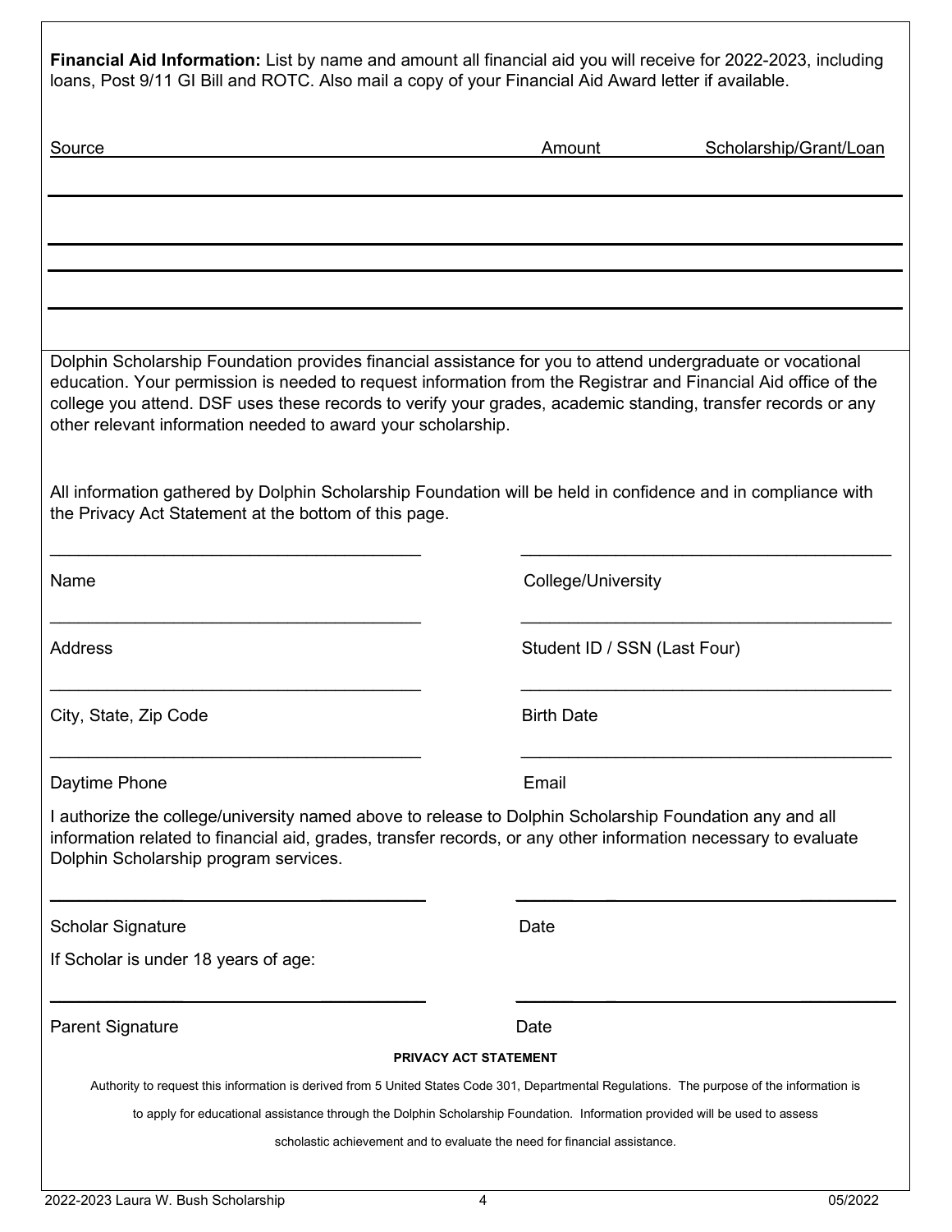**Financial Aid Information:** List by name and amount all financial aid you will receive for 2022-2023, including loans, Post 9/11 GI Bill and ROTC. Also mail a copy of your Financial Aid Award letter if available.

| Source | Amount | Scholarship/Grant/Loan |
|---|---|---|
| | | |
| | | |
| | | |
| | | |

Dolphin Scholarship Foundation provides financial assistance for you to attend undergraduate or vocational education. Your permission is needed to request information from the Registrar and Financial Aid office of the college you attend. DSF uses these records to verify your grades, academic standing, transfer records or any other relevant information needed to award your scholarship.

All information gathered by Dolphin Scholarship Foundation will be held in confidence and in compliance with the Privacy Act Statement at the bottom of this page.

_______________________________________ Name

_______________________________________ College/University

_______________________________________ Address

_______________________________________ Student ID / SSN (Last Four)

_______________________________________ City, State, Zip Code

_______________________________________ Birth Date

_______________________________________ Daytime Phone

_______________________________________ Email

I authorize the college/university named above to release to Dolphin Scholarship Foundation any and all information related to financial aid, grades, transfer records, or any other information necessary to evaluate Dolphin Scholarship program services.

_______________________________________ Scholar Signature

_______________________________________ Date

If Scholar is under 18 years of age:

_______________________________________ Parent Signature

_______________________________________ Date

**PRIVACY ACT STATEMENT**

Authority to request this information is derived from 5 United States Code 301, Departmental Regulations. The purpose of the information is to apply for educational assistance through the Dolphin Scholarship Foundation. Information provided will be used to assess scholastic achievement and to evaluate the need for financial assistance.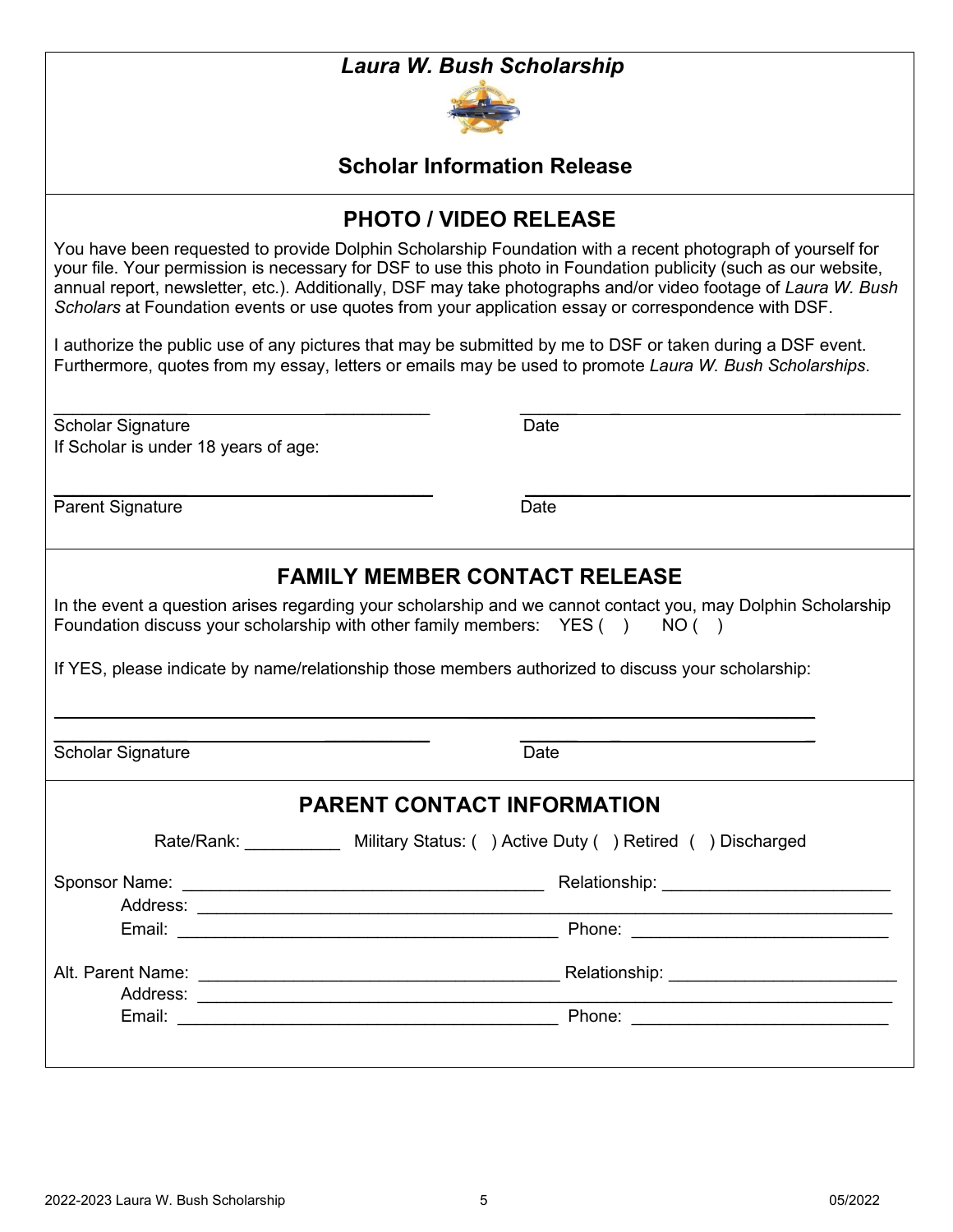# *Laura W. Bush Scholarship*

## Scholar Information Release

## PHOTO / VIDEO RELEASE

You have been requested to provide Dolphin Scholarship Foundation with a recent photograph of yourself for your file. Your permission is necessary for DSF to use this photo in Foundation publicity (such as our website, annual report, newsletter, etc.). Additionally, DSF may take photographs and/or video footage of *Laura W. Bush Scholars* at Foundation events or use quotes from your application essay or correspondence with DSF.

I authorize the public use of any pictures that may be submitted by me to DSF or taken during a DSF event. Furthermore, quotes from my essay, letters or emails may be used to promote *Laura W. Bush Scholarships*.

\_\_\_\_\_\_\_\_\_\_\_\_\_\_\_\_\_\_\_\_\_\_\_\_\_\_\_\_\_\_\_\_\_\_\_\_\_\_ \_\_\_\_\_\_\_\_\_\_\_\_\_\_\_\_\_\_\_\_\_\_\_\_\_\_\_\_\_\_\_\_\_\_\_\_\_\_

Scholar Signature Date

If Scholar is under 18 years of age:

\_\_\_\_\_\_\_\_\_\_\_\_\_\_\_\_\_\_\_\_\_\_\_\_\_\_\_\_\_\_\_\_\_\_\_\_\_\_ \_\_\_\_\_\_\_\_\_\_\_\_\_\_\_\_\_\_\_\_\_\_\_\_\_\_\_\_\_\_\_\_\_\_\_\_\_\_

Parent Signature Date

## FAMILY MEMBER CONTACT RELEASE

In the event a question arises regarding your scholarship and we cannot contact you, may Dolphin Scholarship Foundation discuss your scholarship with other family members: YES ( ) NO ( )

If YES, please indicate by name/relationship those members authorized to discuss your scholarship:

\_\_\_\_\_\_\_\_\_\_\_\_\_\_\_\_\_\_\_\_\_\_\_\_\_\_\_\_\_\_\_\_\_\_\_\_\_\_\_\_\_\_\_\_\_\_\_\_\_\_\_\_\_\_\_\_\_\_\_\_\_\_\_\_\_\_\_\_\_\_\_\_\_\_

\_\_\_\_\_\_\_\_\_\_\_\_\_\_\_\_\_\_\_\_\_\_\_\_\_\_\_\_\_\_\_\_\_\_\_\_\_\_ \_\_\_\_\_\_\_\_\_\_\_\_\_\_\_\_\_\_\_\_\_\_\_\_\_\_\_\_\_\_\_\_\_\_\_\_\_\_

Scholar Signature Date

## PARENT CONTACT INFORMATION

Rate/Rank: \_\_\_\_\_\_\_\_\_\_ Military Status: ( ) Active Duty ( ) Retired ( ) Discharged

Sponsor Name: \_\_\_\_\_\_\_\_\_\_\_\_\_\_\_\_\_\_\_\_\_\_\_\_\_\_\_\_\_\_\_\_\_\_\_\_\_\_ Relationship: \_\_\_\_\_\_\_\_\_\_\_\_\_\_\_\_\_\_\_\_\_\_\_\_

Address: \_\_\_\_\_\_\_\_\_\_\_\_\_\_\_\_\_\_\_\_\_\_\_\_\_\_\_\_\_\_\_\_\_\_\_\_\_\_\_\_\_\_\_\_\_\_\_\_\_\_\_\_\_\_\_\_\_\_\_\_\_\_\_\_\_\_\_\_\_\_\_\_\_\_

Email: \_\_\_\_\_\_\_\_\_\_\_\_\_\_\_\_\_\_\_\_\_\_\_\_\_\_\_\_\_\_\_\_\_\_\_\_\_\_\_\_ Phone: \_\_\_\_\_\_\_\_\_\_\_\_\_\_\_\_\_\_\_\_\_\_\_\_\_\_\_

Alt. Parent Name: \_\_\_\_\_\_\_\_\_\_\_\_\_\_\_\_\_\_\_\_\_\_\_\_\_\_\_\_\_\_\_\_\_\_\_\_\_\_ Relationship: \_\_\_\_\_\_\_\_\_\_\_\_\_\_\_\_\_\_\_\_\_\_\_\_

Address: \_\_\_\_\_\_\_\_\_\_\_\_\_\_\_\_\_\_\_\_\_\_\_\_\_\_\_\_\_\_\_\_\_\_\_\_\_\_\_\_\_\_\_\_\_\_\_\_\_\_\_\_\_\_\_\_\_\_\_\_\_\_\_\_\_\_\_\_\_\_\_\_\_\_

Email: \_\_\_\_\_\_\_\_\_\_\_\_\_\_\_\_\_\_\_\_\_\_\_\_\_\_\_\_\_\_\_\_\_\_\_\_\_\_\_\_ Phone: \_\_\_\_\_\_\_\_\_\_\_\_\_\_\_\_\_\_\_\_\_\_\_\_\_\_\_